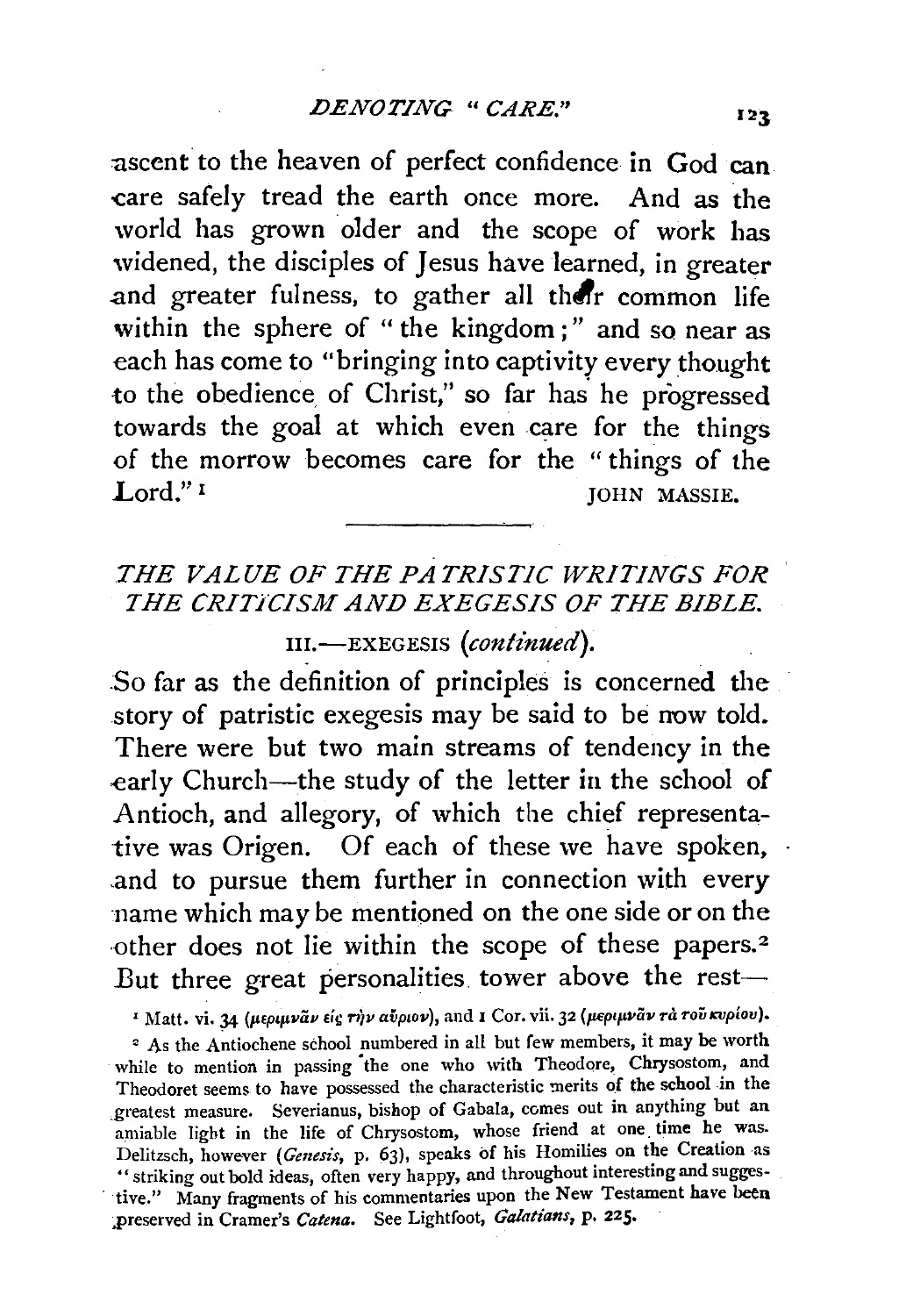ascent to the heaven of perfect confidence in God can care safely tread the earth once more. And as the world has grown older and the scope of work has widened, the disciples of Jesus have learned, in greater and greater fulness, to gather all their common life within the sphere of "the kingdom;" and so near as each has come to "bringing into captivity every thought to the obedience of Christ," so far has he progressed towards the goal at which even care for the things of the morrow becomes care for the "things of the Lord."[1]

JOHN MASSIE.

---

## *THE VALUE OF THE PATRISTIC WRITINGS FOR THE CRITICISM AND EXEGESIS OF THE BIBLE.*

### III.—EXEGESIS (*continued*).

So far as the definition of principles is concerned the story of patristic exegesis may be said to be now told. There were but two main streams of tendency in the early Church—the study of the letter in the school of Antioch, and allegory, of which the chief representative was Origen. Of each of these we have spoken, and to pursue them further in connection with every name which may be mentioned on the one side or on the other does not lie within the scope of these papers.[2] But three great personalities tower above the rest—

[1] Matt. vi. 34 (μεριμνᾶν εἰς τὴν αὔριον), and 1 Cor. vii. 32 (μεριμνᾶν τὰ τοῦ κυρίου).

[2] As the Antiochene school numbered in all but few members, it may be worth while to mention in passing the one who with Theodore, Chrysostom, and Theodoret seems to have possessed the characteristic merits of the school in the greatest measure. Severianus, bishop of Gabala, comes out in anything but an amiable light in the life of Chrysostom, whose friend at one time he was. Delitzsch, however (*Genesis*, p. 63), speaks of his Homilies on the Creation as "striking out bold ideas, often very happy, and throughout interesting and suggestive." Many fragments of his commentaries upon the New Testament have been preserved in Cramer's *Catena*. See Lightfoot, *Galatians*, p. 225.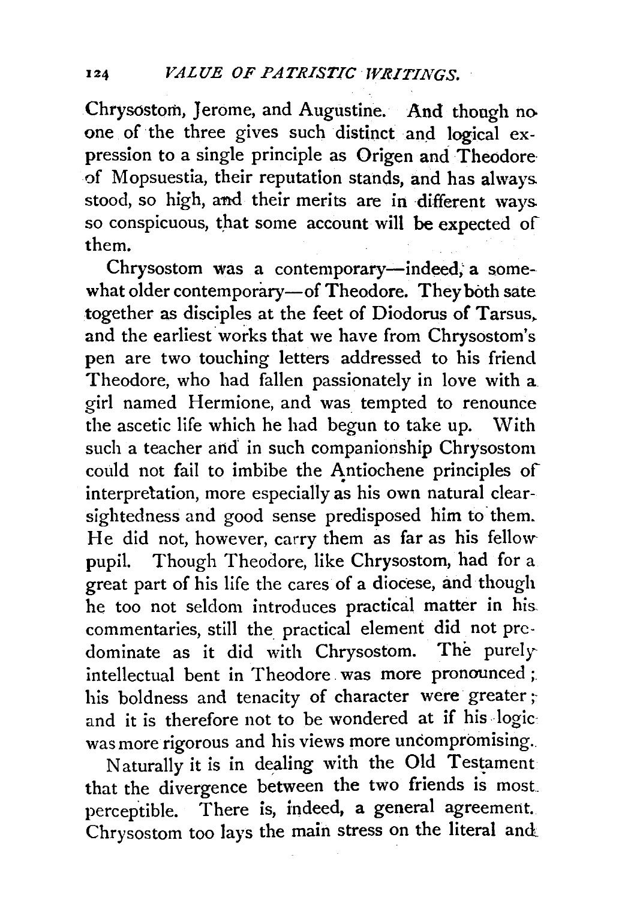Chrysostom, Jerome, and Augustine. And though no one of the three gives such distinct and logical expression to a single principle as Origen and Theodore of Mopsuestia, their reputation stands, and has always stood, so high, and their merits are in different ways so conspicuous, that some account will be expected of them.

Chrysostom was a contemporary—indeed, a somewhat older contemporary—of Theodore. They both sate together as disciples at the feet of Diodorus of Tarsus, and the earliest works that we have from Chrysostom's pen are two touching letters addressed to his friend Theodore, who had fallen passionately in love with a girl named Hermione, and was tempted to renounce the ascetic life which he had begun to take up. With such a teacher and in such companionship Chrysostom could not fail to imbibe the Antiochene principles of interpretation, more especially as his own natural clear-sightedness and good sense predisposed him to them. He did not, however, carry them as far as his fellow-pupil. Though Theodore, like Chrysostom, had for a great part of his life the cares of a diocese, and though he too not seldom introduces practical matter in his commentaries, still the practical element did not predominate as it did with Chrysostom. The purely intellectual bent in Theodore was more pronounced; his boldness and tenacity of character were greater; and it is therefore not to be wondered at if his logic was more rigorous and his views more uncompromising.

Naturally it is in dealing with the Old Testament that the divergence between the two friends is most perceptible. There is, indeed, a general agreement. Chrysostom too lays the main stress on the literal and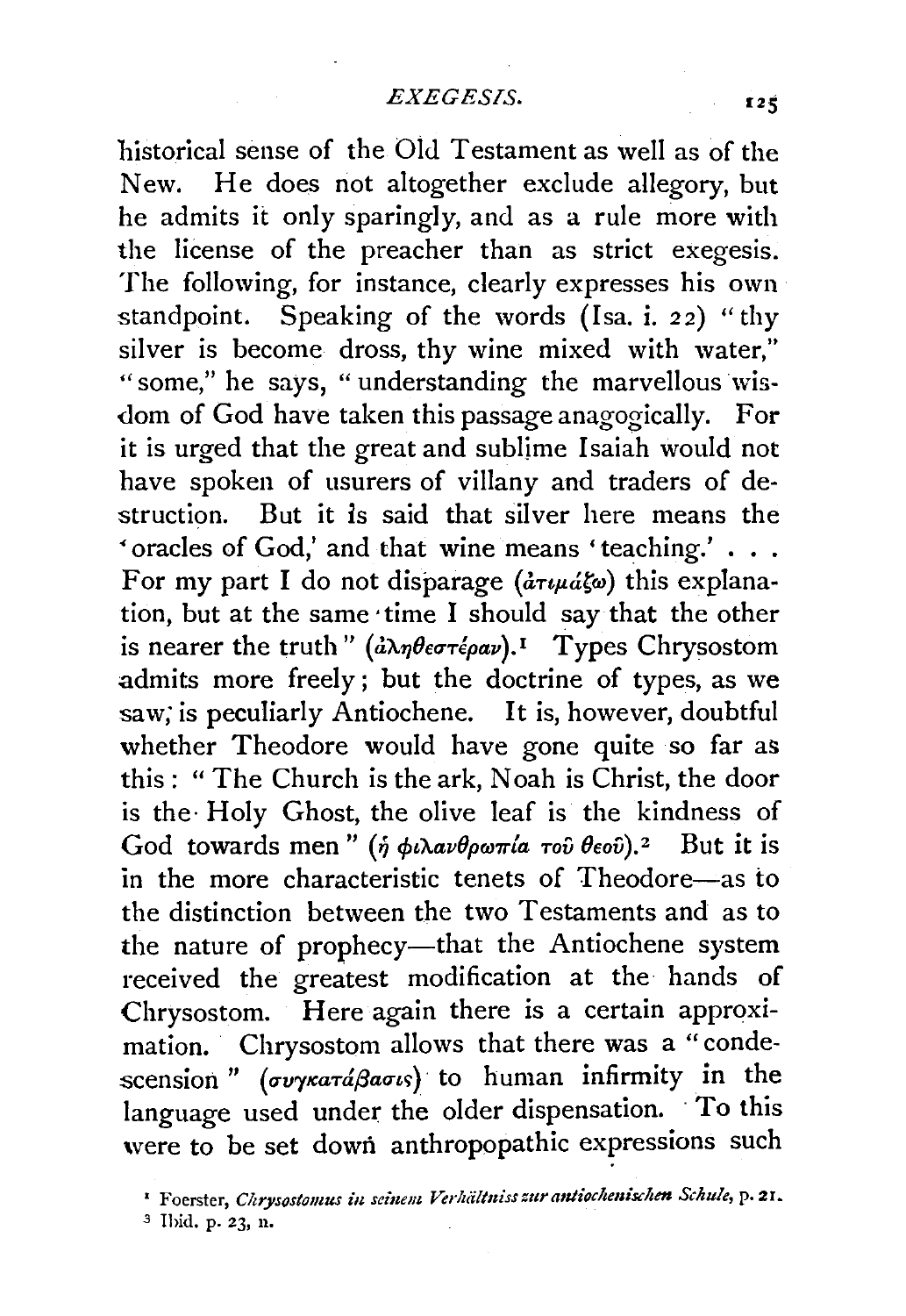historical sense of the Old Testament as well as of the New. He does not altogether exclude allegory, but he admits it only sparingly, and as a rule more with the license of the preacher than as strict exegesis. The following, for instance, clearly expresses his own standpoint. Speaking of the words (Isa. i. 22) "thy silver is become dross, thy wine mixed with water," "some," he says, "understanding the marvellous wisdom of God have taken this passage anagogically. For it is urged that the great and sublime Isaiah would not have spoken of usurers of villany and traders of destruction. But it is said that silver here means the 'oracles of God,' and that wine means 'teaching.' . . . For my part I do not disparage (ἀτιμάζω) this explanation, but at the same time I should say that the other is nearer the truth" (ἀληθεστέραν).[1] Types Chrysostom admits more freely; but the doctrine of types, as we saw, is peculiarly Antiochene. It is, however, doubtful whether Theodore would have gone quite so far as this: "The Church is the ark, Noah is Christ, the door is the Holy Ghost, the olive leaf is the kindness of God towards men" (ἡ φιλανθρωπία τοῦ θεοῦ).[2] But it is in the more characteristic tenets of Theodore—as to the distinction between the two Testaments and as to the nature of prophecy—that the Antiochene system received the greatest modification at the hands of Chrysostom. Here again there is a certain approximation. Chrysostom allows that there was a "condescension" (συγκατάβασις) to human infirmity in the language used under the older dispensation. To this were to be set down anthropopathic expressions such

[1] Foerster, *Chrysostomus in seinem Verhältniss zur antiochenischen Schule*, p. 21.
[2] Ibid. p. 23, n.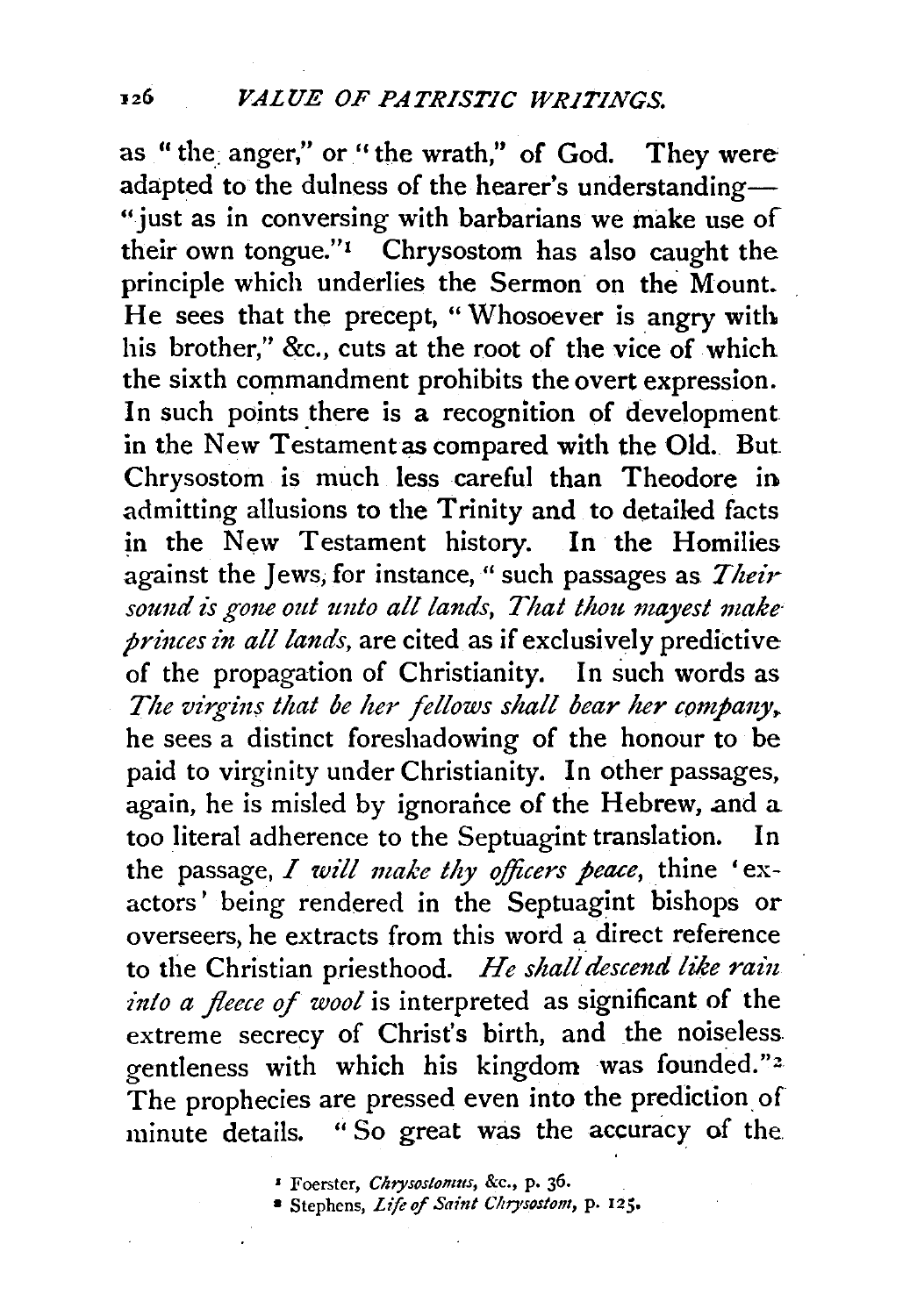as "the anger," or "the wrath," of God. They were adapted to the dulness of the hearer's understanding—"just as in conversing with barbarians we make use of their own tongue."[1] Chrysostom has also caught the principle which underlies the Sermon on the Mount. He sees that the precept, "Whosoever is angry with his brother," &c., cuts at the root of the vice of which the sixth commandment prohibits the overt expression. In such points there is a recognition of development in the New Testament as compared with the Old. But Chrysostom is much less careful than Theodore in admitting allusions to the Trinity and to detailed facts in the New Testament history. In the Homilies against the Jews, for instance, "such passages as *Their sound is gone out unto all lands, That thou mayest make princes in all lands,* are cited as if exclusively predictive of the propagation of Christianity. In such words as *The virgins that be her fellows shall bear her company,* he sees a distinct foreshadowing of the honour to be paid to virginity under Christianity. In other passages, again, he is misled by ignorance of the Hebrew, and a too literal adherence to the Septuagint translation. In the passage, *I will make thy officers peace,* thine 'exactors' being rendered in the Septuagint bishops or overseers, he extracts from this word a direct reference to the Christian priesthood. *He shall descend like rain into a fleece of wool* is interpreted as significant of the extreme secrecy of Christ's birth, and the noiseless gentleness with which his kingdom was founded."[2] The prophecies are pressed even into the prediction of minute details. "So great was the accuracy of the

[1] Foerster, *Chrysostomus,* &c., p. 36.

[2] Stephens, *Life of Saint Chrysostom,* p. 125.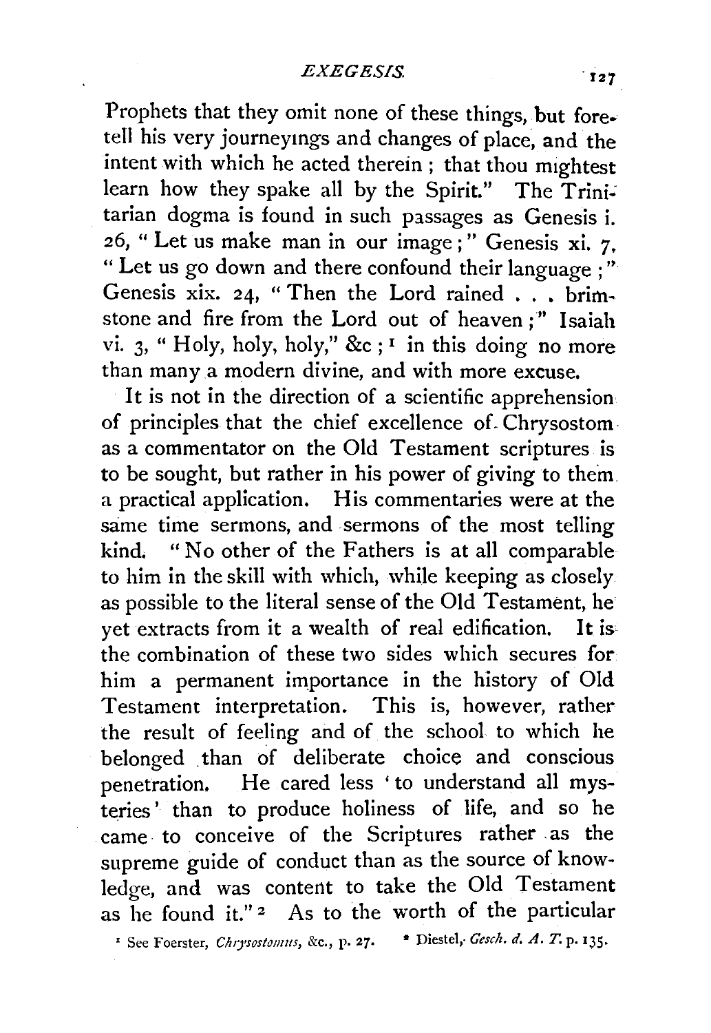Prophets that they omit none of these things, but foretell his very journeyings and changes of place, and the intent with which he acted therein; that thou mightest learn how they spake all by the Spirit." The Trinitarian dogma is found in such passages as Genesis i. 26, "Let us make man in our image;" Genesis xi. 7, "Let us go down and there confound their language;" Genesis xix. 24, "Then the Lord rained . . . brimstone and fire from the Lord out of heaven;" Isaiah vi. 3, "Holy, holy, holy," &c;[1] in this doing no more than many a modern divine, and with more excuse.

It is not in the direction of a scientific apprehension of principles that the chief excellence of Chrysostom as a commentator on the Old Testament scriptures is to be sought, but rather in his power of giving to them a practical application. His commentaries were at the same time sermons, and sermons of the most telling kind. "No other of the Fathers is at all comparable to him in the skill with which, while keeping as closely as possible to the literal sense of the Old Testament, he yet extracts from it a wealth of real edification. It is the combination of these two sides which secures for him a permanent importance in the history of Old Testament interpretation. This is, however, rather the result of feeling and of the school to which he belonged than of deliberate choice and conscious penetration. He cared less 'to understand all mysteries' than to produce holiness of life, and so he came to conceive of the Scriptures rather as the supreme guide of conduct than as the source of knowledge, and was content to take the Old Testament as he found it."[2] As to the worth of the particular

[1] See Foerster, *Chrysostomus*, &c., p. 27. [2] Diestel, *Gesch. d. A. T.* p. 135.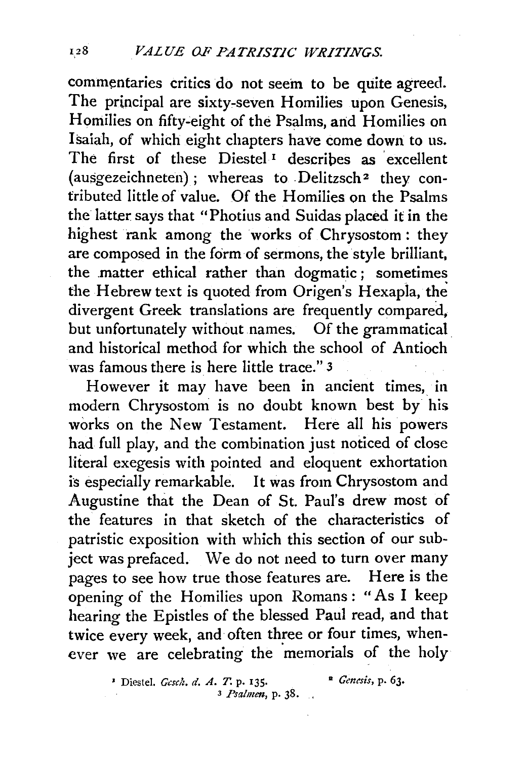commentaries critics do not seem to be quite agreed. The principal are sixty-seven Homilies upon Genesis, Homilies on fifty-eight of the Psalms, and Homilies on Isaiah, of which eight chapters have come down to us. The first of these Diestel[1] describes as excellent (ausgezeichneten); whereas to Delitzsch[2] they contributed little of value. Of the Homilies on the Psalms the latter says that "Photius and Suidas placed it in the highest rank among the works of Chrysostom: they are composed in the form of sermons, the style brilliant, the matter ethical rather than dogmatic; sometimes the Hebrew text is quoted from Origen's Hexapla, the divergent Greek translations are frequently compared, but unfortunately without names. Of the grammatical and historical method for which the school of Antioch was famous there is here little trace."[3]

However it may have been in ancient times, in modern Chrysostom is no doubt known best by his works on the New Testament. Here all his powers had full play, and the combination just noticed of close literal exegesis with pointed and eloquent exhortation is especially remarkable. It was from Chrysostom and Augustine that the Dean of St. Paul's drew most of the features in that sketch of the characteristics of patristic exposition with which this section of our subject was prefaced. We do not need to turn over many pages to see how true those features are. Here is the opening of the Homilies upon Romans: "As I keep hearing the Epistles of the blessed Paul read, and that twice every week, and often three or four times, whenever we are celebrating the memorials of the holy

[1] Diestel. *Gesch. d. A. T.* p. 135.

[2] *Genesis*, p. 63.

[3] *Psalmen*, p. 38.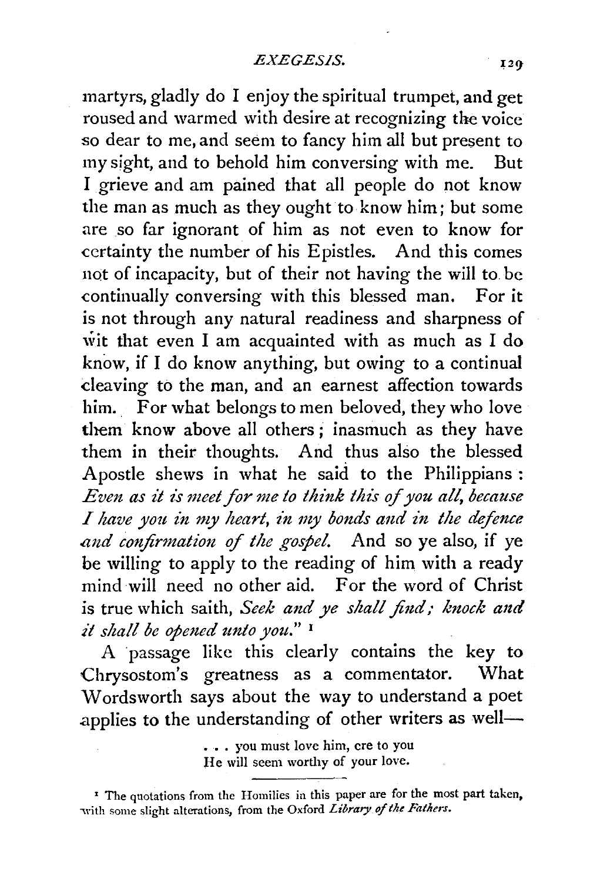martyrs, gladly do I enjoy the spiritual trumpet, and get roused and warmed with desire at recognizing the voice so dear to me, and seem to fancy him all but present to my sight, and to behold him conversing with me. But I grieve and am pained that all people do not know the man as much as they ought to know him; but some are so far ignorant of him as not even to know for certainty the number of his Epistles. And this comes not of incapacity, but of their not having the will to be continually conversing with this blessed man. For it is not through any natural readiness and sharpness of wit that even I am acquainted with as much as I do know, if I do know anything, but owing to a continual cleaving to the man, and an earnest affection towards him. For what belongs to men beloved, they who love them know above all others; inasmuch as they have them in their thoughts. And thus also the blessed Apostle shews in what he said to the Philippians: *Even as it is meet for me to think this of you all, because I have you in my heart, in my bonds and in the defence and confirmation of the gospel.* And so ye also, if ye be willing to apply to the reading of him with a ready mind will need no other aid. For the word of Christ is true which saith, *Seek and ye shall find; knock and it shall be opened unto you.*"[1]

A passage like this clearly contains the key to Chrysostom's greatness as a commentator. What Wordsworth says about the way to understand a poet applies to the understanding of other writers as well—

> . . . you must love him, ere to you
> He will seem worthy of your love.

---

[1] The quotations from the Homilies in this paper are for the most part taken, with some slight alterations, from the Oxford *Library of the Fathers*.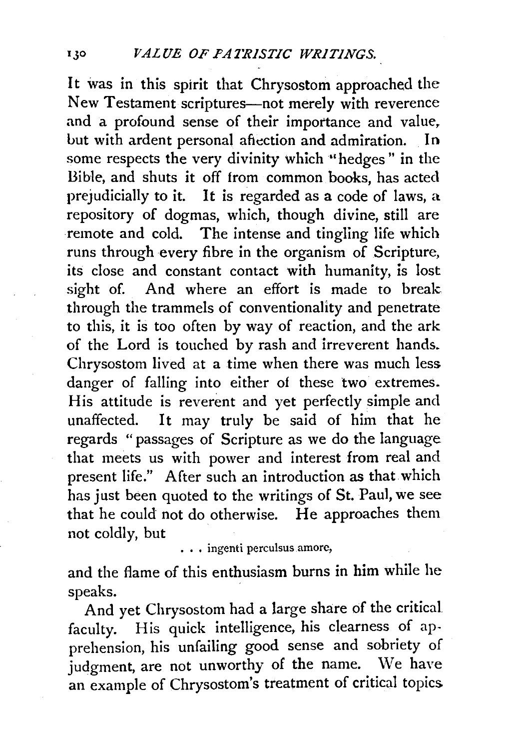It was in this spirit that Chrysostom approached the New Testament scriptures—not merely with reverence and a profound sense of their importance and value, but with ardent personal affection and admiration. In some respects the very divinity which "hedges" in the Bible, and shuts it off from common books, has acted prejudicially to it. It is regarded as a code of laws, a repository of dogmas, which, though divine, still are remote and cold. The intense and tingling life which runs through every fibre in the organism of Scripture, its close and constant contact with humanity, is lost sight of. And where an effort is made to break through the trammels of conventionality and penetrate to this, it is too often by way of reaction, and the ark of the Lord is touched by rash and irreverent hands. Chrysostom lived at a time when there was much less danger of falling into either of these two extremes. His attitude is reverent and yet perfectly simple and unaffected. It may truly be said of him that he regards "passages of Scripture as we do the language that meets us with power and interest from real and present life." After such an introduction as that which has just been quoted to the writings of St. Paul, we see that he could not do otherwise. He approaches them not coldly, but

> . . . ingenti perculsus amore,

and the flame of this enthusiasm burns in him while he speaks.

And yet Chrysostom had a large share of the critical faculty. His quick intelligence, his clearness of apprehension, his unfailing good sense and sobriety of judgment, are not unworthy of the name. We have an example of Chrysostom's treatment of critical topics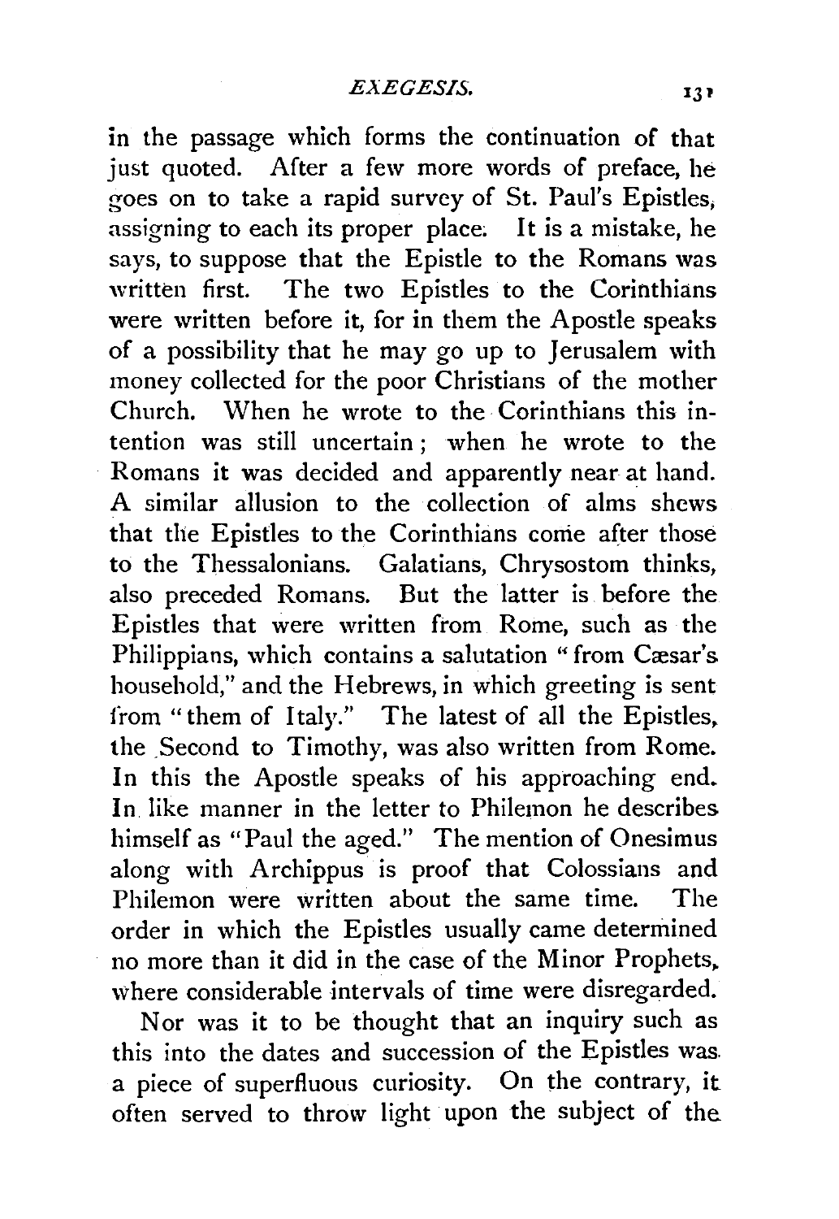in the passage which forms the continuation of that just quoted. After a few more words of preface, he goes on to take a rapid survey of St. Paul's Epistles, assigning to each its proper place. It is a mistake, he says, to suppose that the Epistle to the Romans was written first. The two Epistles to the Corinthians were written before it, for in them the Apostle speaks of a possibility that he may go up to Jerusalem with money collected for the poor Christians of the mother Church. When he wrote to the Corinthians this intention was still uncertain; when he wrote to the Romans it was decided and apparently near at hand. A similar allusion to the collection of alms shews that the Epistles to the Corinthians come after those to the Thessalonians. Galatians, Chrysostom thinks, also preceded Romans. But the latter is before the Epistles that were written from Rome, such as the Philippians, which contains a salutation "from Cæsar's household," and the Hebrews, in which greeting is sent from "them of Italy." The latest of all the Epistles, the Second to Timothy, was also written from Rome. In this the Apostle speaks of his approaching end. In like manner in the letter to Philemon he describes himself as "Paul the aged." The mention of Onesimus along with Archippus is proof that Colossians and Philemon were written about the same time. The order in which the Epistles usually came determined no more than it did in the case of the Minor Prophets, where considerable intervals of time were disregarded.

Nor was it to be thought that an inquiry such as this into the dates and succession of the Epistles was a piece of superfluous curiosity. On the contrary, it often served to throw light upon the subject of the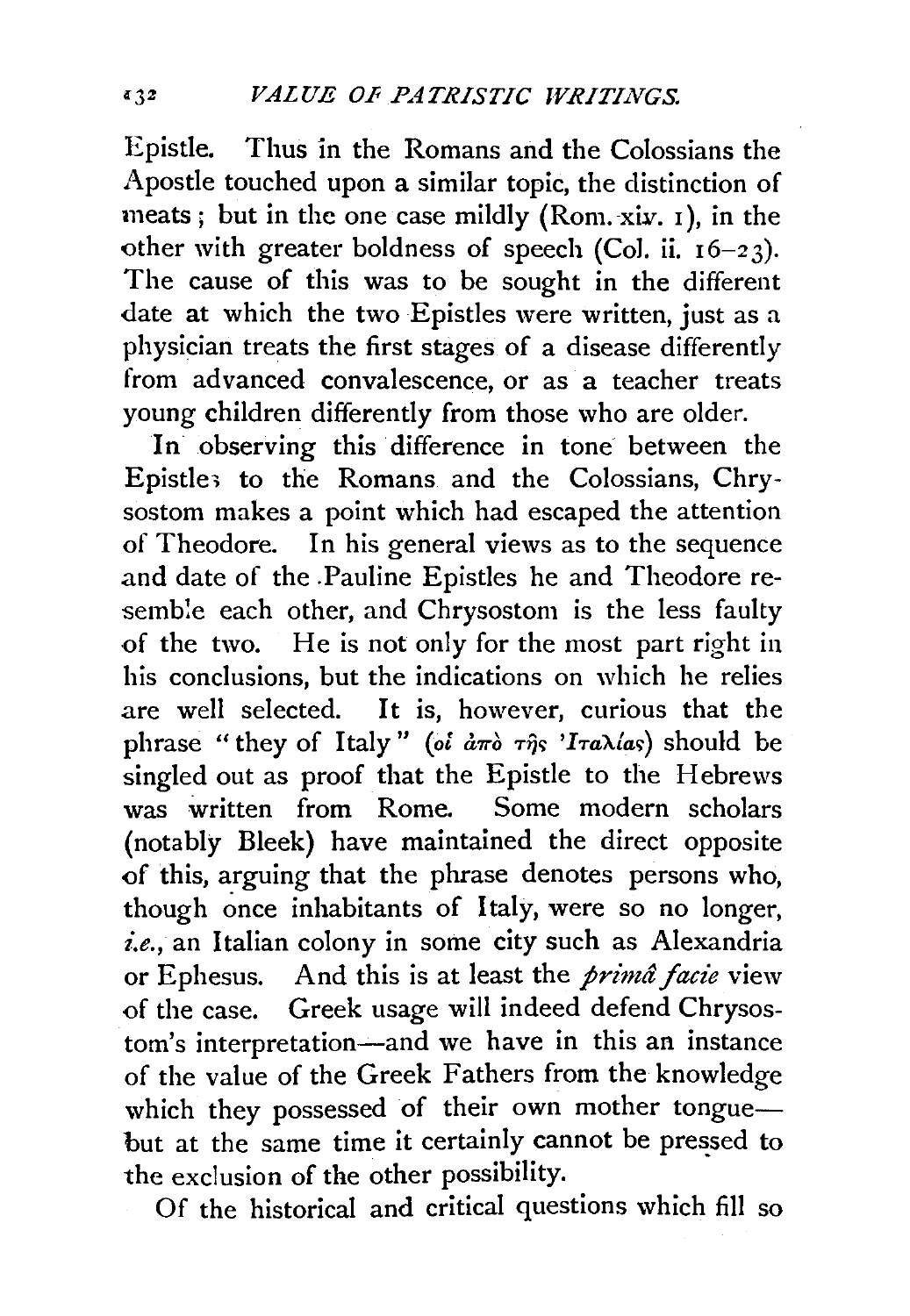Epistle. Thus in the Romans and the Colossians the Apostle touched upon a similar topic, the distinction of meats; but in the one case mildly (Rom. xiv. 1), in the other with greater boldness of speech (Col. ii. 16–23). The cause of this was to be sought in the different date at which the two Epistles were written, just as a physician treats the first stages of a disease differently from advanced convalescence, or as a teacher treats young children differently from those who are older.

In observing this difference in tone between the Epistles to the Romans and the Colossians, Chrysostom makes a point which had escaped the attention of Theodore. In his general views as to the sequence and date of the Pauline Epistles he and Theodore resemble each other, and Chrysostom is the less faulty of the two. He is not only for the most part right in his conclusions, but the indications on which he relies are well selected. It is, however, curious that the phrase "they of Italy" (*οἱ ἀπὸ τῆς Ἰταλίας*) should be singled out as proof that the Epistle to the Hebrews was written from Rome. Some modern scholars (notably Bleek) have maintained the direct opposite of this, arguing that the phrase denotes persons who, though once inhabitants of Italy, were so no longer, *i.e.*, an Italian colony in some city such as Alexandria or Ephesus. And this is at least the *primâ facie* view of the case. Greek usage will indeed defend Chrysostom's interpretation—and we have in this an instance of the value of the Greek Fathers from the knowledge which they possessed of their own mother tongue—but at the same time it certainly cannot be pressed to the exclusion of the other possibility.

Of the historical and critical questions which fill so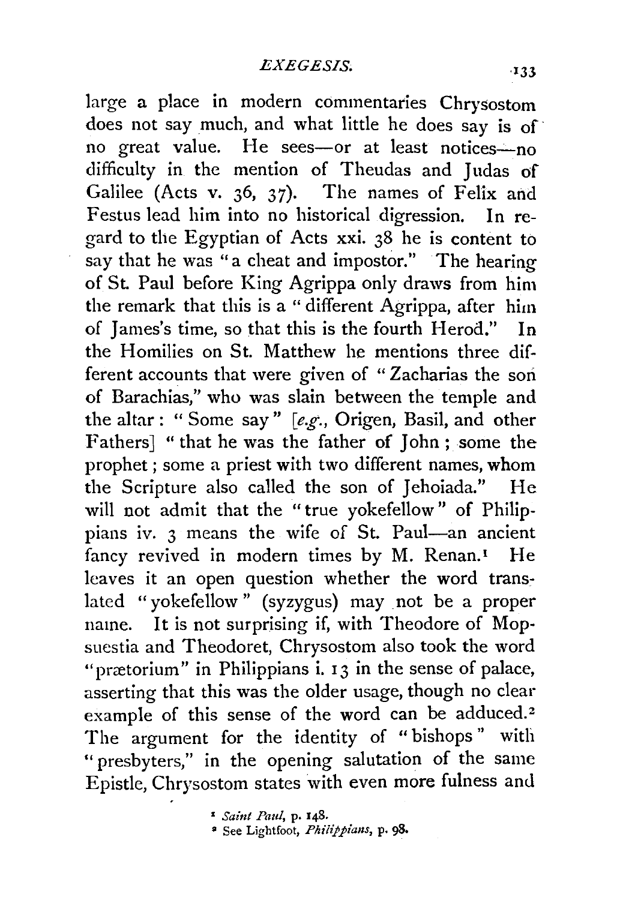large a place in modern commentaries Chrysostom does not say much, and what little he does say is of no great value. He sees—or at least notices—no difficulty in the mention of Theudas and Judas of Galilee (Acts v. 36, 37). The names of Felix and Festus lead him into no historical digression. In regard to the Egyptian of Acts xxi. 38 he is content to say that he was "a cheat and impostor." The hearing of St. Paul before King Agrippa only draws from him the remark that this is a "different Agrippa, after him of James's time, so that this is the fourth Herod." In the Homilies on St. Matthew he mentions three different accounts that were given of "Zacharias the son of Barachias," who was slain between the temple and the altar: "Some say" [*e.g.*, Origen, Basil, and other Fathers] "that he was the father of John; some the prophet; some a priest with two different names, whom the Scripture also called the son of Jehoiada." He will not admit that the "true yokefellow" of Philippians iv. 3 means the wife of St. Paul—an ancient fancy revived in modern times by M. Renan.[1] He leaves it an open question whether the word translated "yokefellow" (syzygus) may not be a proper name. It is not surprising if, with Theodore of Mopsuestia and Theodoret, Chrysostom also took the word "prætorium" in Philippians i. 13 in the sense of palace, asserting that this was the older usage, though no clear example of this sense of the word can be adduced.[2] The argument for the identity of "bishops" with "presbyters," in the opening salutation of the same Epistle, Chrysostom states with even more fulness and

[1] *Saint Paul*, p. 148.

[2] See Lightfoot, *Philippians*, p. 98.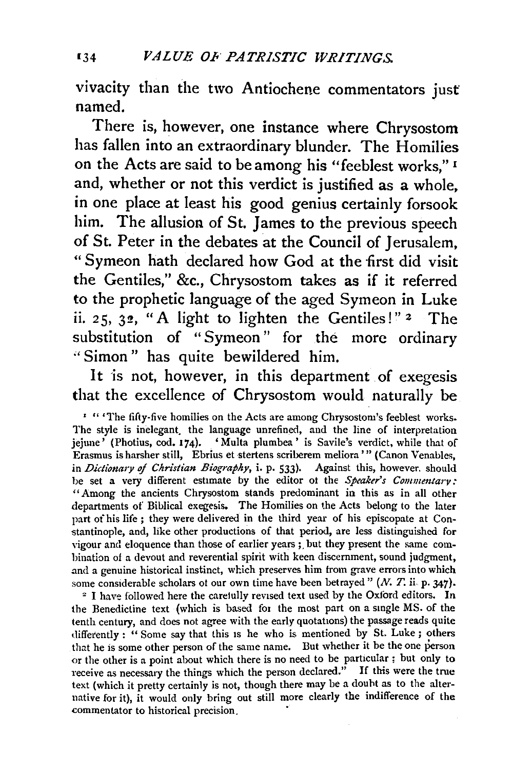vivacity than the two Antiochene commentators just named.

There is, however, one instance where Chrysostom has fallen into an extraordinary blunder. The Homilies on the Acts are said to be among his "feeblest works," [1] and, whether or not this verdict is justified as a whole, in one place at least his good genius certainly forsook him. The allusion of St. James to the previous speech of St. Peter in the debates at the Council of Jerusalem, "Symeon hath declared how God at the first did visit the Gentiles," &c., Chrysostom takes as if it referred to the prophetic language of the aged Symeon in Luke ii. 25, 32, "A light to lighten the Gentiles!" [2] The substitution of "Symeon" for the more ordinary "Simon" has quite bewildered him.

It is not, however, in this department of exegesis that the excellence of Chrysostom would naturally be

[1] "'The fifty-five homilies on the Acts are among Chrysostom's feeblest works. The style is inelegant, the language unrefined, and the line of interpretation jejune' (Photius, cod. 174). 'Multa plumbea' is Savile's verdict, while that of Erasmus is harsher still, Ebrius et stertens scriberem meliora'" (Canon Venables, in *Dictionary of Christian Biography*, i. p. 533). Against this, however, should be set a very different estimate by the editor of the *Speaker's Commentary:* "Among the ancients Chrysostom stands predominant in this as in all other departments of Biblical exegesis. The Homilies on the Acts belong to the later part of his life; they were delivered in the third year of his episcopate at Constantinople, and, like other productions of that period, are less distinguished for vigour and eloquence than those of earlier years; but they present the same combination of a devout and reverential spirit with keen discernment, sound judgment, and a genuine historical instinct, which preserves him from grave errors into which some considerable scholars of our own time have been betrayed" (*N. T.* ii. p. 347).

[2] I have followed here the carefully revised text used by the Oxford editors. In the Benedictine text (which is based for the most part on a single MS. of the tenth century, and does not agree with the early quotations) the passage reads quite differently: "Some say that this is he who is mentioned by St. Luke; others that he is some other person of the same name. But whether it be the one person or the other is a point about which there is no need to be particular; but only to receive as necessary the things which the person declared." If this were the true text (which it pretty certainly is not, though there may be a doubt as to the alternative for it), it would only bring out still more clearly the indifference of the commentator to historical precision.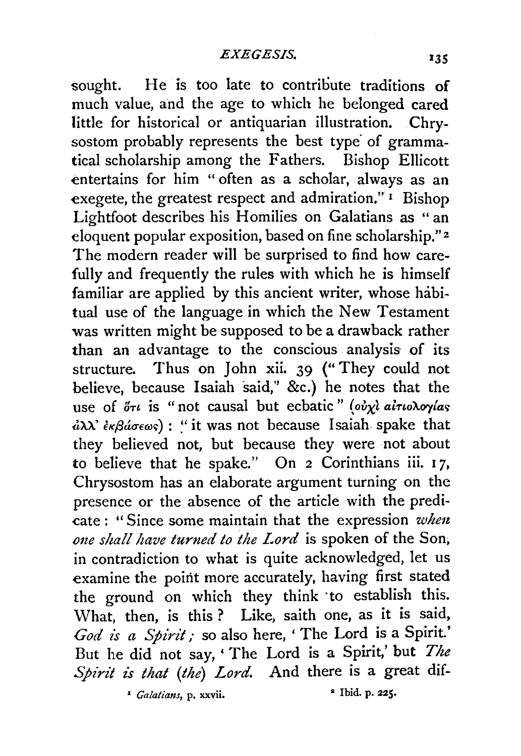sought. He is too late to contribute traditions of much value, and the age to which he belonged cared little for historical or antiquarian illustration. Chrysostom probably represents the best type of grammatical scholarship among the Fathers. Bishop Ellicott entertains for him "often as a scholar, always as an exegete, the greatest respect and admiration."[1] Bishop Lightfoot describes his Homilies on Galatians as "an eloquent popular exposition, based on fine scholarship."[2] The modern reader will be surprised to find how carefully and frequently the rules with which he is himself familiar are applied by this ancient writer, whose habitual use of the language in which the New Testament was written might be supposed to be a drawback rather than an advantage to the conscious analysis of its structure. Thus on John xii. 39 ("They could not believe, because Isaiah said," &c.) he notes that the use of ὅτι is "not causal but ecbatic" (οὐχὶ αἰτιολογίας ἀλλ' ἐκβάσεως): "it was not because Isaiah spake that they believed not, but because they were not about to believe that he spake." On 2 Corinthians iii. 17, Chrysostom has an elaborate argument turning on the presence or the absence of the article with the predicate: "Since some maintain that the expression *when one shall have turned to the Lord* is spoken of the Son, in contradiction to what is quite acknowledged, let us examine the point more accurately, having first stated the ground on which they think to establish this. What, then, is this? Like, saith one, as it is said, *God is a Spirit;* so also here, 'The Lord is a Spirit.' But he did not say, 'The Lord is a Spirit,' but *The Spirit is that (the) Lord.* And there is a great dif-

[1] *Galatians*, p. xxvii. [2] Ibid. p. 225.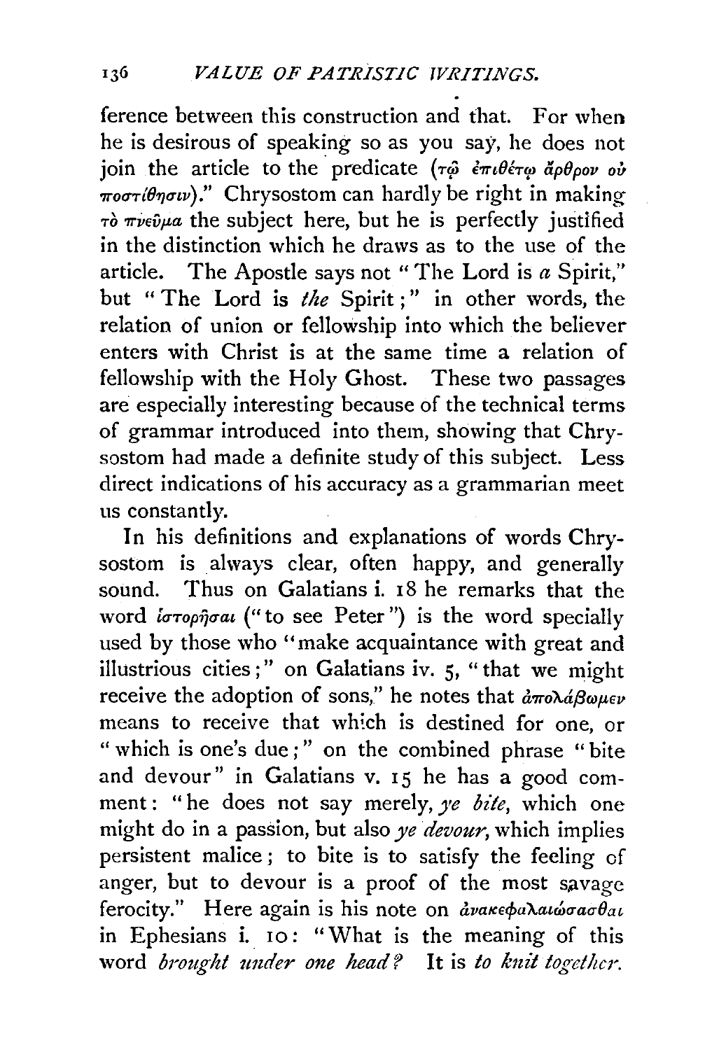ference between this construction and that. For when he is desirous of speaking so as you say, he does not join the article to the predicate (τῷ ἐπιθέτῳ ἄρθρον οὐ προστίθησιν)." Chrysostom can hardly be right in making τὸ πνεῦμα the subject here, but he is perfectly justified in the distinction which he draws as to the use of the article. The Apostle says not "The Lord is *a* Spirit," but "The Lord is *the* Spirit;" in other words, the relation of union or fellowship into which the believer enters with Christ is at the same time a relation of fellowship with the Holy Ghost. These two passages are especially interesting because of the technical terms of grammar introduced into them, showing that Chrysostom had made a definite study of this subject. Less direct indications of his accuracy as a grammarian meet us constantly.

In his definitions and explanations of words Chrysostom is always clear, often happy, and generally sound. Thus on Galatians i. 18 he remarks that the word ἱστορῆσαι ("to see Peter") is the word specially used by those who "make acquaintance with great and illustrious cities;" on Galatians iv. 5, "that we might receive the adoption of sons," he notes that ἀπολάβωμεν means to receive that which is destined for one, or "which is one's due;" on the combined phrase "bite and devour" in Galatians v. 15 he has a good comment: "he does not say merely, *ye bite*, which one might do in a passion, but also *ye devour*, which implies persistent malice; to bite is to satisfy the feeling of anger, but to devour is a proof of the most savage ferocity." Here again is his note on ἀνακεφαλαιώσασθαι in Ephesians i. 10: "What is the meaning of this word *brought under one head?* It is *to knit together.*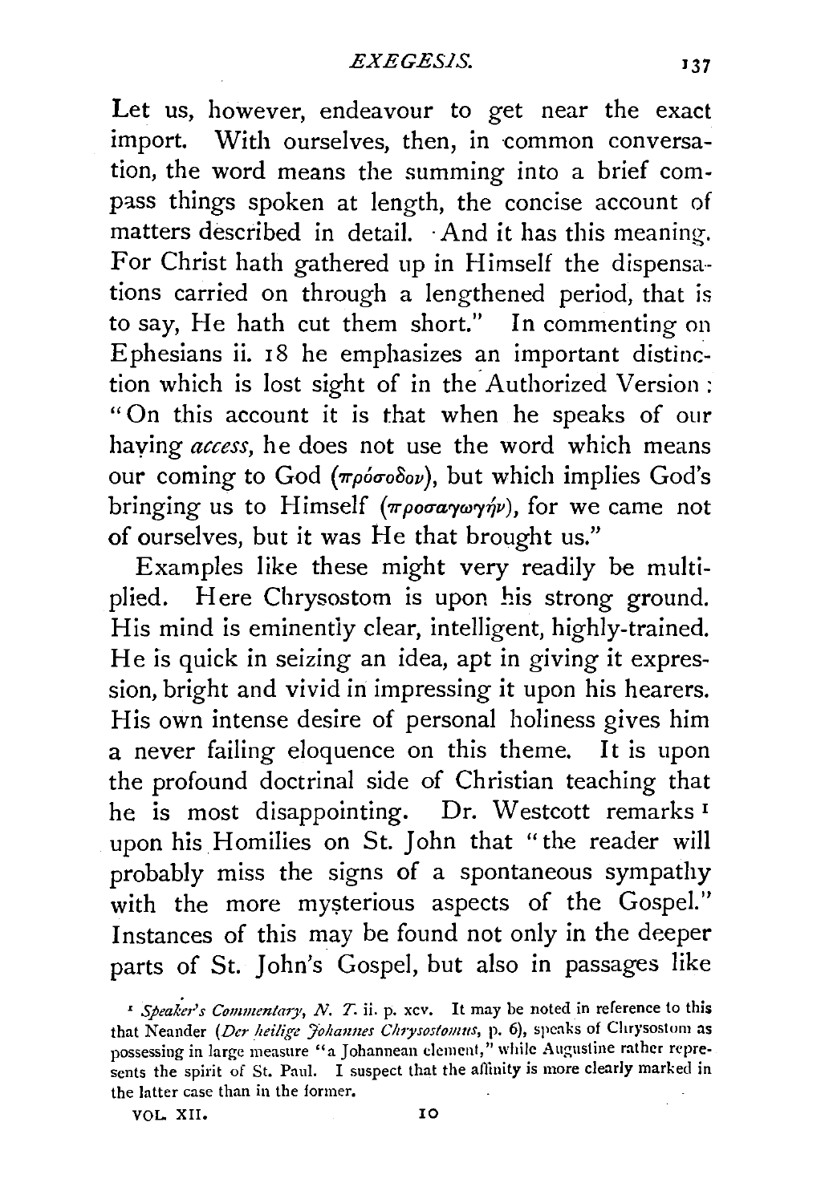Let us, however, endeavour to get near the exact import. With ourselves, then, in common conversation, the word means the summing into a brief compass things spoken at length, the concise account of matters described in detail. And it has this meaning. For Christ hath gathered up in Himself the dispensations carried on through a lengthened period, that is to say, He hath cut them short." In commenting on Ephesians ii. 18 he emphasizes an important distinction which is lost sight of in the Authorized Version: "On this account it is that when he speaks of our having *access*, he does not use the word which means our coming to God (πρόσοδον), but which implies God's bringing us to Himself (προσαγωγήν), for we came not of ourselves, but it was He that brought us."

Examples like these might very readily be multiplied. Here Chrysostom is upon his strong ground. His mind is eminently clear, intelligent, highly-trained. He is quick in seizing an idea, apt in giving it expression, bright and vivid in impressing it upon his hearers. His own intense desire of personal holiness gives him a never failing eloquence on this theme. It is upon the profound doctrinal side of Christian teaching that he is most disappointing. Dr. Westcott remarks [1] upon his Homilies on St. John that "the reader will probably miss the signs of a spontaneous sympathy with the more mysterious aspects of the Gospel." Instances of this may be found not only in the deeper parts of St. John's Gospel, but also in passages like

[1] *Speaker's Commentary, N. T.* ii. p. xcv. It may be noted in reference to this that Neander (*Der heilige Johannes Chrysostomus*, p. 6), speaks of Chrysostom as possessing in large measure "a Johannean element," while Augustine rather represents the spirit of St. Paul. I suspect that the affinity is more clearly marked in the latter case than in the former.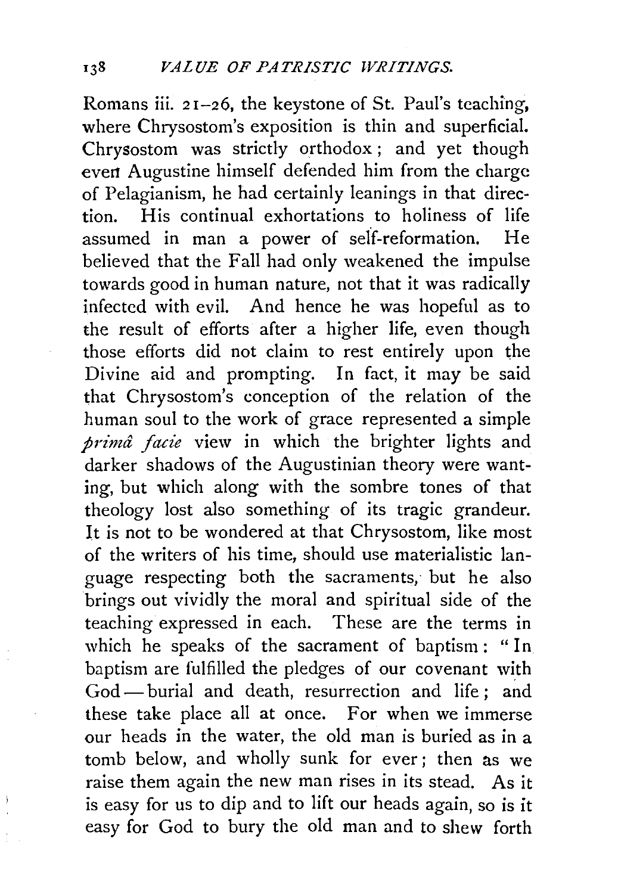Romans iii. 21–26, the keystone of St. Paul's teaching, where Chrysostom's exposition is thin and superficial. Chrysostom was strictly orthodox; and yet though even Augustine himself defended him from the charge of Pelagianism, he had certainly leanings in that direction. His continual exhortations to holiness of life assumed in man a power of self-reformation. He believed that the Fall had only weakened the impulse towards good in human nature, not that it was radically infected with evil. And hence he was hopeful as to the result of efforts after a higher life, even though those efforts did not claim to rest entirely upon the Divine aid and prompting. In fact, it may be said that Chrysostom's conception of the relation of the human soul to the work of grace represented a simple *primâ facie* view in which the brighter lights and darker shadows of the Augustinian theory were wanting, but which along with the sombre tones of that theology lost also something of its tragic grandeur. It is not to be wondered at that Chrysostom, like most of the writers of his time, should use materialistic language respecting both the sacraments, but he also brings out vividly the moral and spiritual side of the teaching expressed in each. These are the terms in which he speaks of the sacrament of baptism: "In baptism are fulfilled the pledges of our covenant with God — burial and death, resurrection and life; and these take place all at once. For when we immerse our heads in the water, the old man is buried as in a tomb below, and wholly sunk for ever; then as we raise them again the new man rises in its stead. As it is easy for us to dip and to lift our heads again, so is it easy for God to bury the old man and to shew forth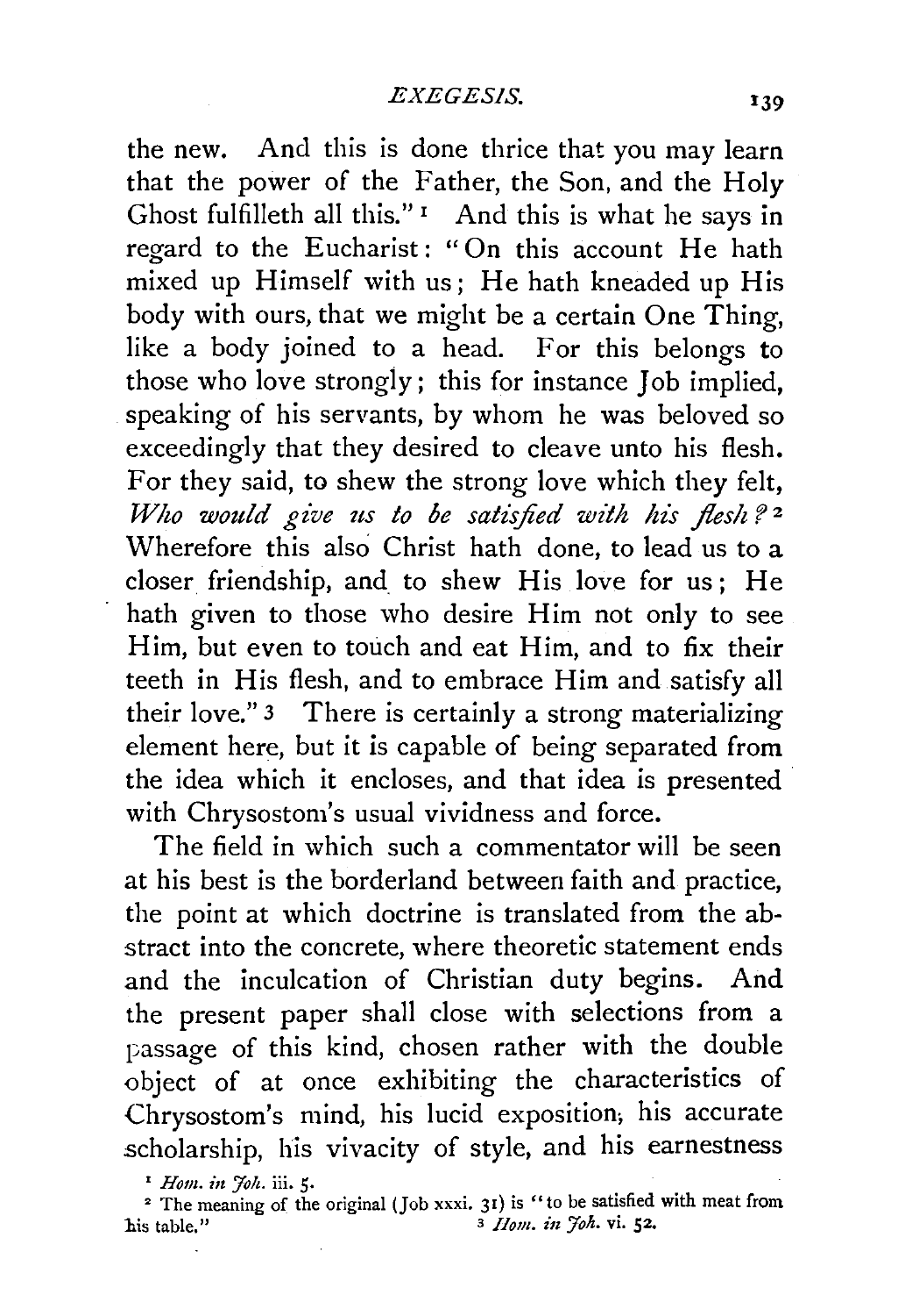the new. And this is done thrice that you may learn that the power of the Father, the Son, and the Holy Ghost fulfilleth all this."[1] And this is what he says in regard to the Eucharist: "On this account He hath mixed up Himself with us; He hath kneaded up His body with ours, that we might be a certain One Thing, like a body joined to a head. For this belongs to those who love strongly; this for instance Job implied, speaking of his servants, by whom he was beloved so exceedingly that they desired to cleave unto his flesh. For they said, to shew the strong love which they felt, *Who would give us to be satisfied with his flesh?*[2] Wherefore this also Christ hath done, to lead us to a closer friendship, and to shew His love for us; He hath given to those who desire Him not only to see Him, but even to touch and eat Him, and to fix their teeth in His flesh, and to embrace Him and satisfy all their love."[3] There is certainly a strong materializing element here, but it is capable of being separated from the idea which it encloses, and that idea is presented with Chrysostom's usual vividness and force.

The field in which such a commentator will be seen at his best is the borderland between faith and practice, the point at which doctrine is translated from the abstract into the concrete, where theoretic statement ends and the inculcation of Christian duty begins. And the present paper shall close with selections from a passage of this kind, chosen rather with the double object of at once exhibiting the characteristics of Chrysostom's mind, his lucid exposition, his accurate scholarship, his vivacity of style, and his earnestness

[1] *Hom. in Joh.* iii. 5.

[2] The meaning of the original (Job xxxi. 31) is "to be satisfied with meat from his table."

[3] *Hom. in Joh.* vi. 52.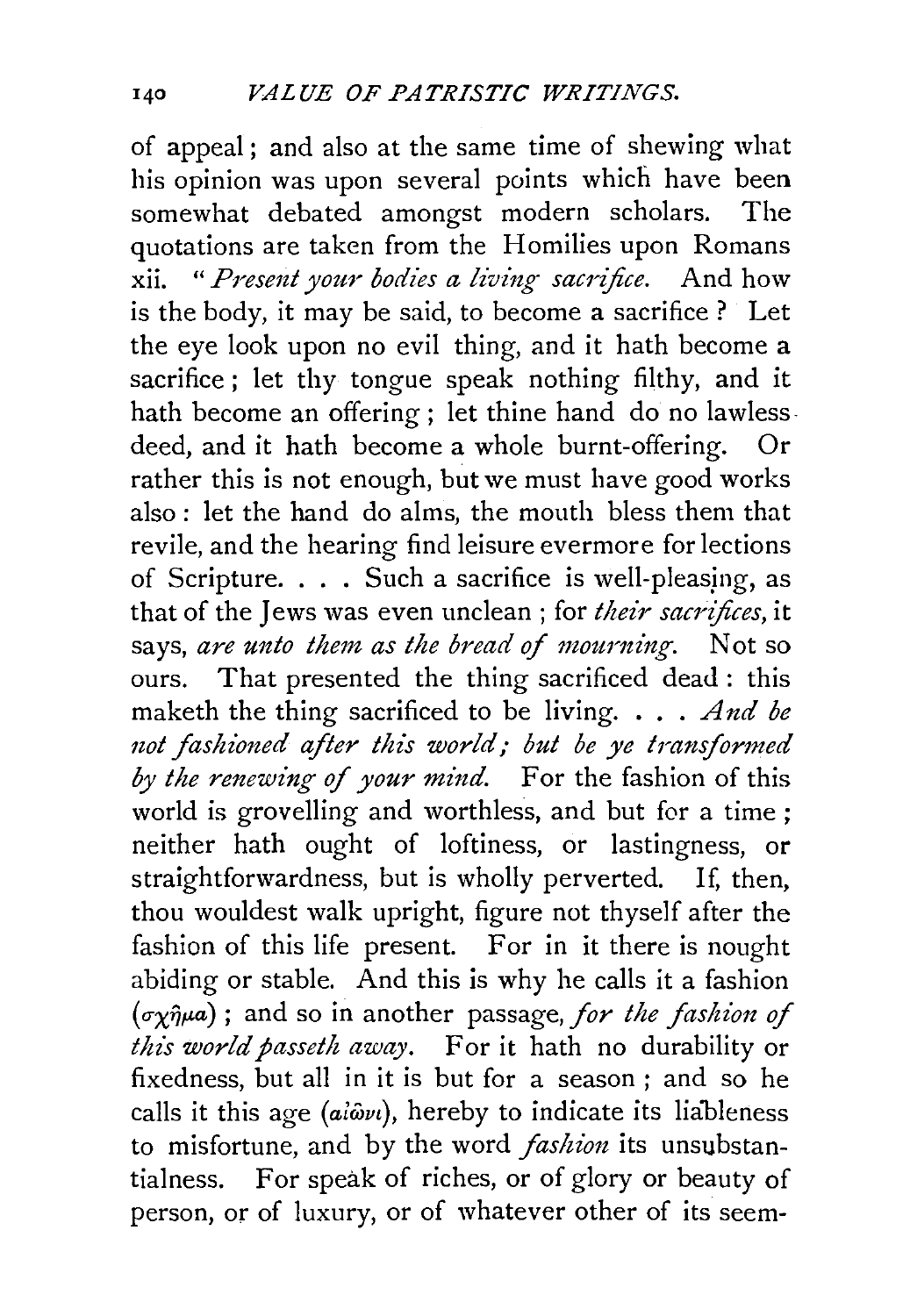of appeal; and also at the same time of shewing what his opinion was upon several points which have been somewhat debated amongst modern scholars. The quotations are taken from the Homilies upon Romans xii. "*Present your bodies a living sacrifice.* And how is the body, it may be said, to become a sacrifice? Let the eye look upon no evil thing, and it hath become a sacrifice; let thy tongue speak nothing filthy, and it hath become an offering; let thine hand do no lawless deed, and it hath become a whole burnt-offering. Or rather this is not enough, but we must have good works also: let the hand do alms, the mouth bless them that revile, and the hearing find leisure evermore for lections of Scripture. . . . Such a sacrifice is well-pleasing, as that of the Jews was even unclean; for *their sacrifices,* it says, *are unto them as the bread of mourning.* Not so ours. That presented the thing sacrificed dead: this maketh the thing sacrificed to be living. . . . *And be not fashioned after this world; but be ye transformed by the renewing of your mind.* For the fashion of this world is grovelling and worthless, and but for a time; neither hath ought of loftiness, or lastingness, or straightforwardness, but is wholly perverted. If, then, thou wouldest walk upright, figure not thyself after the fashion of this life present. For in it there is nought abiding or stable. And this is why he calls it a fashion (σχῆμα); and so in another passage, *for the fashion of this world passeth away.* For it hath no durability or fixedness, but all in it is but for a season; and so he calls it this age (αἰῶνι), hereby to indicate its liableness to misfortune, and by the word *fashion* its unsubstantialness. For speak of riches, or of glory or beauty of person, or of luxury, or of whatever other of its seem-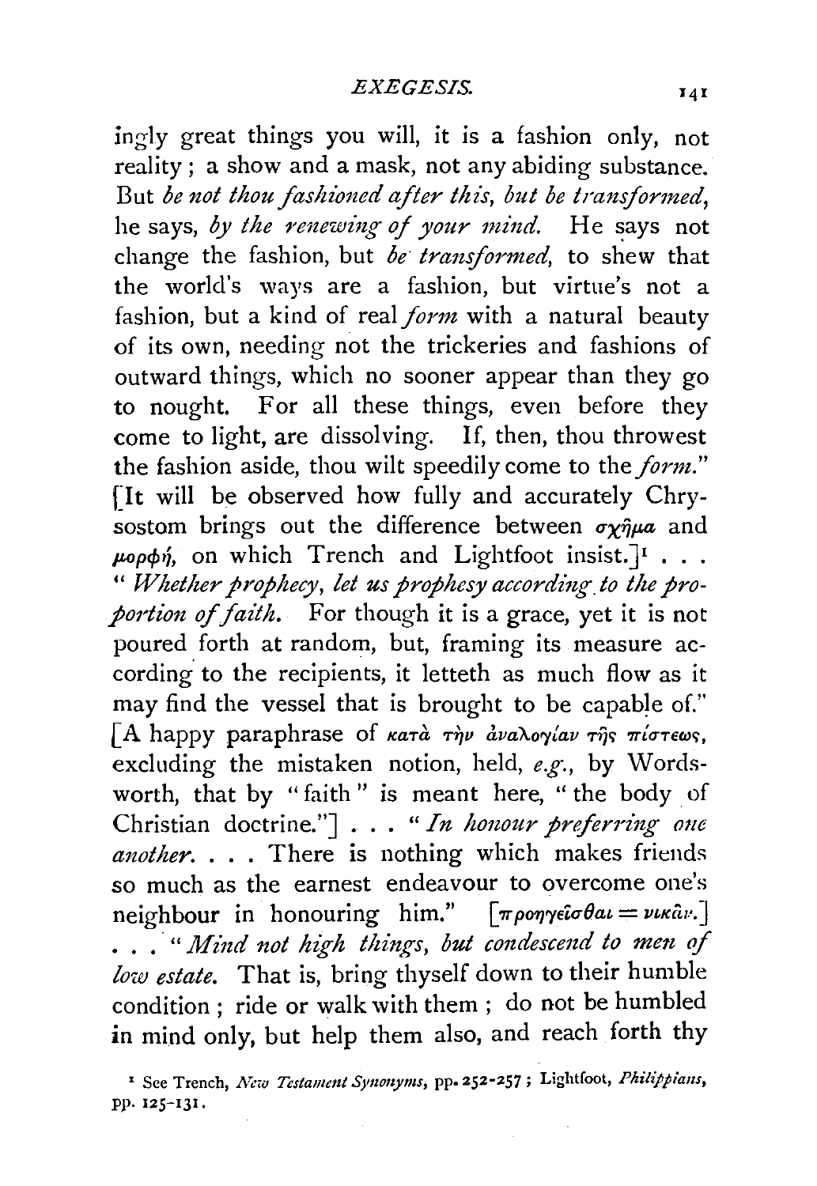ingly great things you will, it is a fashion only, not reality; a show and a mask, not any abiding substance. But *be not thou fashioned after this, but be transformed*, he says, *by the renewing of your mind.* He says not change the fashion, but *be transformed*, to shew that the world's ways are a fashion, but virtue's not a fashion, but a kind of real *form* with a natural beauty of its own, needing not the trickeries and fashions of outward things, which no sooner appear than they go to nought. For all these things, even before they come to light, are dissolving. If, then, thou throwest the fashion aside, thou wilt speedily come to the *form*." [It will be observed how fully and accurately Chrysostom brings out the difference between σχῆμα and μορφή, on which Trench and Lightfoot insist.][1] . . . "*Whether prophecy, let us prophesy according to the proportion of faith.* For though it is a grace, yet it is not poured forth at random, but, framing its measure according to the recipients, it letteth as much flow as it may find the vessel that is brought to be capable of." [A happy paraphrase of κατὰ τὴν ἀναλογίαν τῆς πίστεως, excluding the mistaken notion, held, *e.g.*, by Wordsworth, that by "faith" is meant here, "the body of Christian doctrine."] . . . "*In honour preferring one another.* . . . There is nothing which makes friends so much as the earnest endeavour to overcome one's neighbour in honouring him." [προηγεῖσθαι = νικᾶν.] . . . "*Mind not high things, but condescend to men of low estate.* That is, bring thyself down to their humble condition; ride or walk with them; do not be humbled in mind only, but help them also, and reach forth thy

[1] See Trench, *New Testament Synonyms*, pp. 252-257; Lightfoot, *Philippians*, pp. 125-131.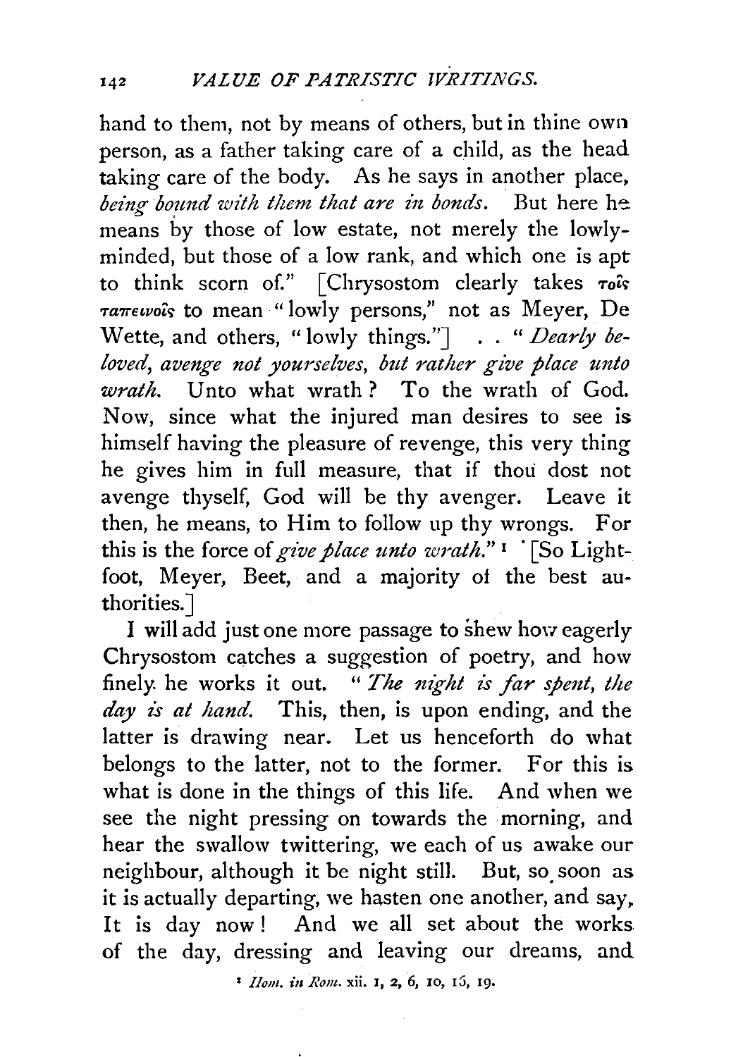hand to them, not by means of others, but in thine own person, as a father taking care of a child, as the head taking care of the body. As he says in another place, *being bound with them that are in bonds*. But here he means by those of low estate, not merely the lowly-minded, but those of a low rank, and which one is apt to think scorn of." [Chrysostom clearly takes τοῖς ταπεινοῖς to mean "lowly persons," not as Meyer, De Wette, and others, "lowly things."] . . "*Dearly beloved, avenge not yourselves, but rather give place unto wrath.* Unto what wrath? To the wrath of God. Now, since what the injured man desires to see is himself having the pleasure of revenge, this very thing he gives him in full measure, that if thou dost not avenge thyself, God will be thy avenger. Leave it then, he means, to Him to follow up thy wrongs. For this is the force of *give place unto wrath*."[1] [So Lightfoot, Meyer, Beet, and a majority of the best authorities.]

I will add just one more passage to shew how eagerly Chrysostom catches a suggestion of poetry, and how finely he works it out. "*The night is far spent, the day is at hand.* This, then, is upon ending, and the latter is drawing near. Let us henceforth do what belongs to the latter, not to the former. For this is what is done in the things of this life. And when we see the night pressing on towards the morning, and hear the swallow twittering, we each of us awake our neighbour, although it be night still. But, so soon as it is actually departing, we hasten one another, and say, It is day now! And we all set about the works of the day, dressing and leaving our dreams, and

[1] *Hom. in Rom.* xii. 1, 2, 6, 10, 15, 19.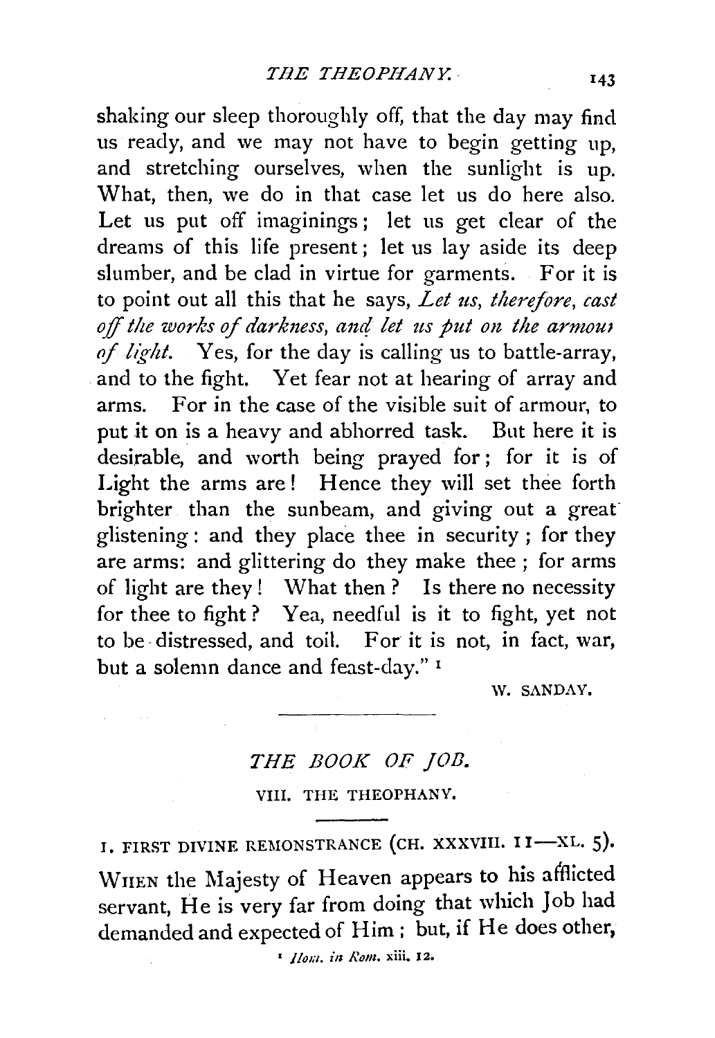shaking our sleep thoroughly off, that the day may find us ready, and we may not have to begin getting up, and stretching ourselves, when the sunlight is up. What, then, we do in that case let us do here also. Let us put off imaginings; let us get clear of the dreams of this life present; let us lay aside its deep slumber, and be clad in virtue for garments. For it is to point out all this that he says, *Let us, therefore, cast off the works of darkness, and let us put on the armour of light.* Yes, for the day is calling us to battle-array, and to the fight. Yet fear not at hearing of array and arms. For in the case of the visible suit of armour, to put it on is a heavy and abhorred task. But here it is desirable, and worth being prayed for; for it is of Light the arms are! Hence they will set thee forth brighter than the sunbeam, and giving out a great glistening: and they place thee in security; for they are arms: and glittering do they make thee; for arms of light are they! What then? Is there no necessity for thee to fight? Yea, needful is it to fight, yet not to be distressed, and toil. For it is not, in fact, war, but a solemn dance and feast-day." [1]

W. SANDAY.

---

## *THE BOOK OF JOB.*

### VIII. THE THEOPHANY.

---

I. FIRST DIVINE REMONSTRANCE (CH. XXXVIII. 11—XL. 5).

WHEN the Majesty of Heaven appears to his afflicted servant, He is very far from doing that which Job had demanded and expected of Him; but, if He does other,

[1] *Hom. in Rom.* xiii. 12.